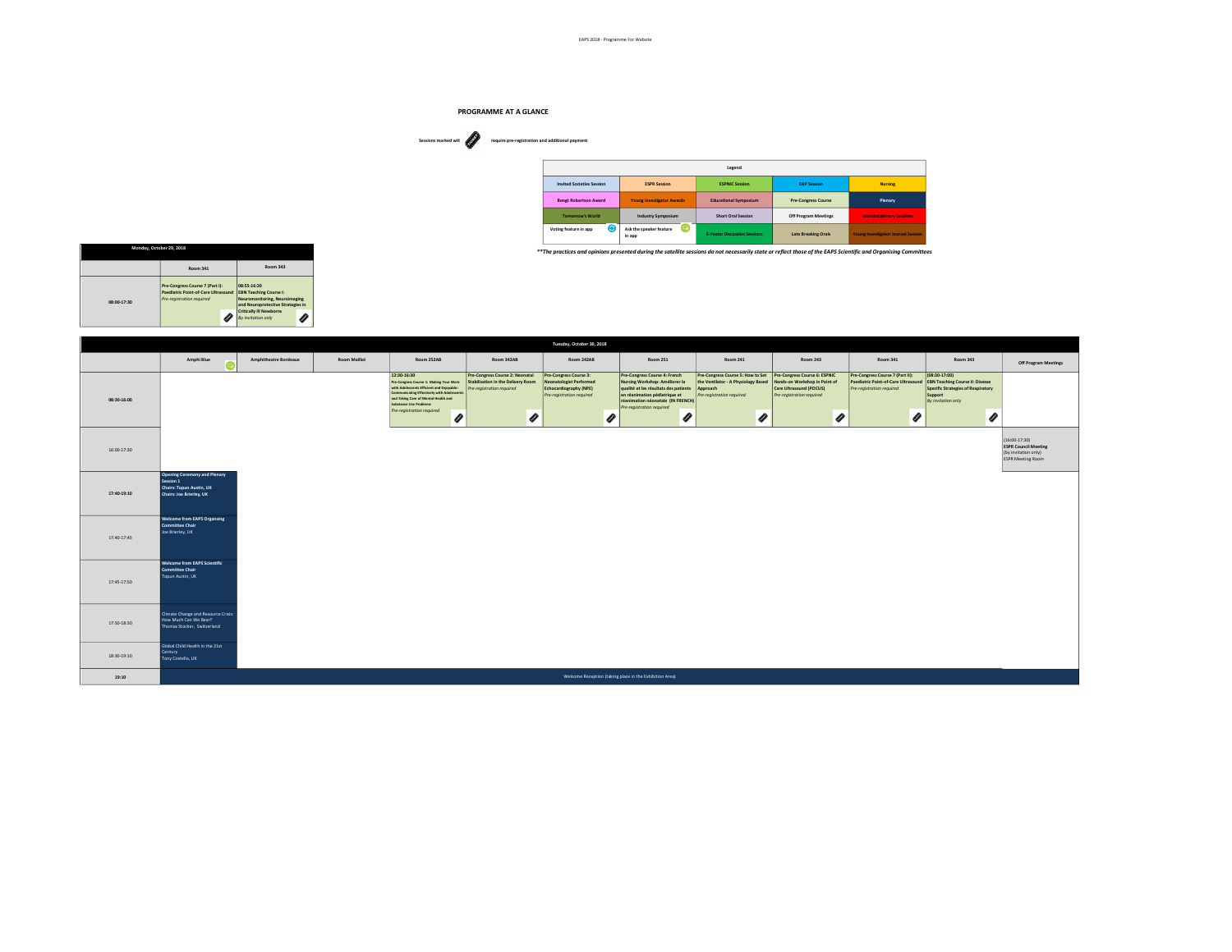## PROGRAMME AT A GLANCE

Sessions marked with [ticket icon] require pre-registration and additional payment

| Legend | | | | |
|---|---|---|---|---|
| Invited Societies Session | ESPR Session | ESPNIC Session | EAP Session | Nursing |
| Bengt Robertson Award | Young Investigator Awards | Educational Symposium | Pre-Congress Course | Plenary |
| Tomorrow's World | Industry Symposium | Short Oral Session | Off Program Meetings | Interdisciplinary Sessions |
| Voting feature in app | Ask the speaker feature in app | E-Poster Discussion Sessions | Late Breaking Orals | Young Investigator Journal Session |

***The practices and opinions presented during the satellite sessions do not necessarily state or reflect those of the EAPS Scientific and Organising Committees*

### Monday, October 29, 2018

| | Room 341 | Room 343 |
|---|---|---|
| 08:00-17:30 | **Pre-Congress Course 7 (Part I): Paediatric Point-of-Care Ultrasound** *Pre-registration required* | **08:55-16:20 EBN Teaching Course I: Neuromonitoring, Neuroimaging and Neuroprotective Strategies in Critically Ill Newborns** *By invitation only* |

### Tuesday, October 30, 2018

| | Amphi Bleu | Amphitheatre Bordeaux | Room Maillot | Room 252AB | Room 342AB | Room 242AB | Room 251 | Room 241 | Room 243 | Room 341 | Room 343 | Off Program Meetings |
|---|---|---|---|---|---|---|---|---|---|---|---|---|
| 08:30-16:00 | | | | **12:30-16:30 Pre-Congress Course 1: Making Your Work with Adolescents Efficient and Enjoyable: Communicating Effectively with Adolescents and Taking Care of Mental Health and Substance Use Problems** *Pre-registration required* | **Pre-Congress Course 2: Neonatal Stabilisation in the Delivery Room** *Pre-registration required* | **Pre-Congress Course 3: Neonatologist Performed Echocardiography (NPE)** *Pre-registration required* | **Pre-Congress Course 4: French Nursing Workshop: Améliorer la qualité et les résultats des patients en réanimation pédiatrique et réanimation néonatale (IN FRENCH)** *Pre-registration required* | **Pre-Congress Course 5: How to Set the Ventilator - A Physiology Based Approach** *Pre-registration required* | **Pre-Congress Course 6: ESPNIC Hands-on Workshop in Point of Care Ultrasound (POCUS)** *Pre-registration required* | **Pre-Congress Course 7 (Part II): Paediatric Point-of-Care Ultrasound** *Pre-registration required* | **(08:30-17:00) EBN Teaching Course II: Disease Specific Strategies of Respiratory Support** *By invitation only* | |
| 16:00-17:30 | | | | | | | | | | | | (16:00-17:30) **ESPR Council Meeting** (By invitation only) ESPR Meeting Room |
| 17:40-19:10 | **Opening Ceremony and Plenary Session 1** **Chairs: Topun Austin, UK** **Chairs: Joe Brierley, UK** | | | | | | | | | | | |
| 17:40-17:45 | **Welcome from EAPS Organsing Committee Chair** Joe Brierley, UK | | | | | | | | | | | |
| 17:45-17:50 | **Welcome from EAPS Scientific Committee Chair** Topun Austin, UK | | | | | | | | | | | |
| 17:50-18:30 | Climate Change and Resource Crisis: How Much Can We Bear? Thomas Stocker, Switzerland | | | | | | | | | | | |
| 18:30-19:10 | Global Child Health in the 21st Century Tony Costello, UK | | | | | | | | | | | |
| 19:10 | Welcome Reception (taking place in the Exhibition Area) | | | | | | | | | | | |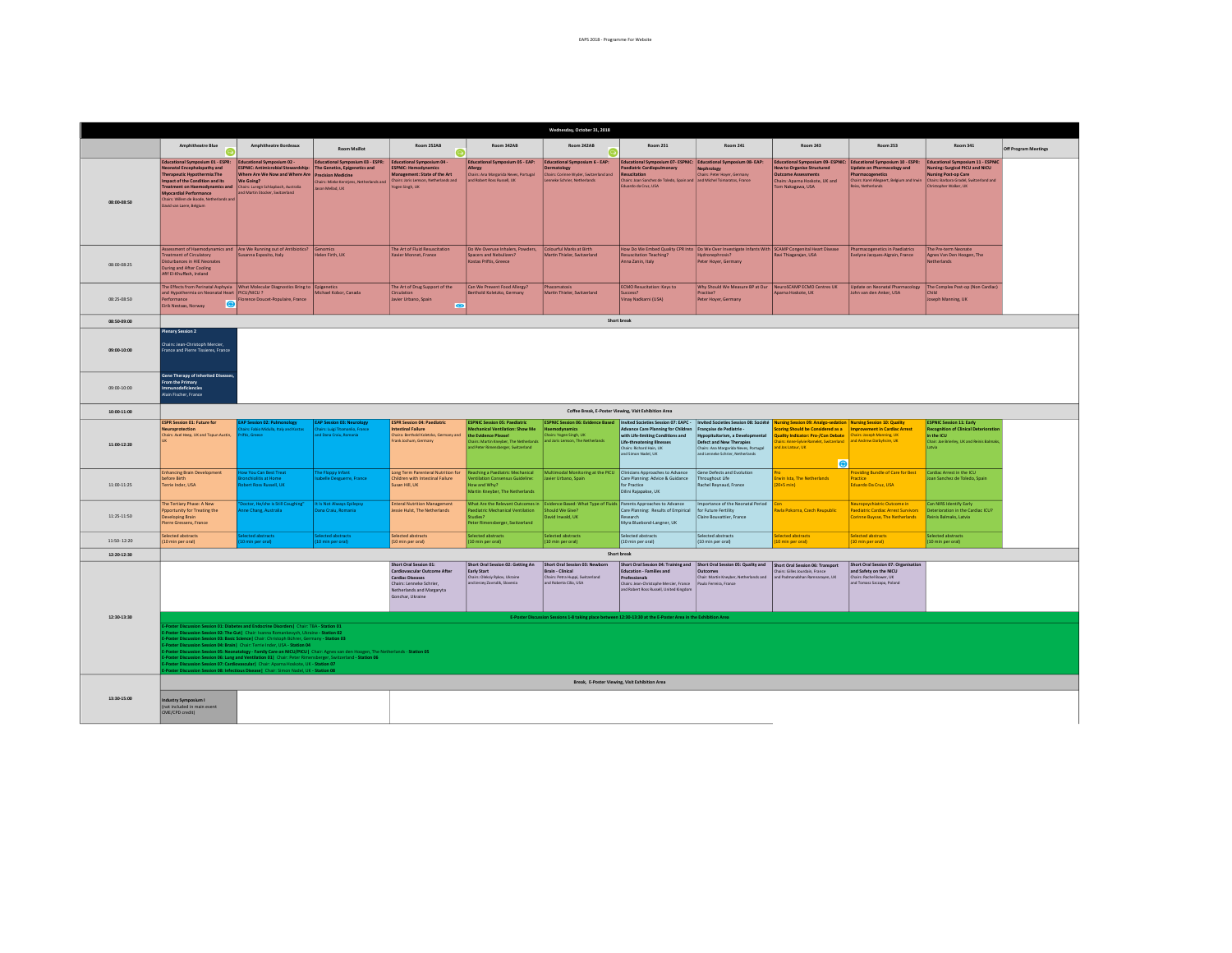## Wednesday, October 31, 2018

| | Amphitheatre Blue | Amphitheatre Bordeaux | Room Maillot | Room 252AB | Room 342AB | Room 242AB | Room 251 | Room 241 | Room 243 | Room 253 | Room 341 | Off Program Meetings |
|---|---|---|---|---|---|---|---|---|---|---|---|---|
| 08:00-08:50 | **Educational Symposium 01 - ESPR: Neonatal Encephalopathy and Therapeutic Hypothermia:The Impact of the Condition and its Treatment on Haemodynamics and Myocardial Performance** Chairs: Willem de Boode, Netherlands and David van Laere, Belgium | **Educational Symposium 02 - ESPNIC: Antimicrobial Stewardship: Where Are We Now and Where Are We Going?** Chairs: Luregn Schlapbach, Australia and Martin Stocker, Switzerland | **Educational Symposium 03 - ESPR: The Genetics, Epigenetics and Precision Medicine** Chairs: Mieke Kerstjens, Netherlands and Jason Mellad, UK | **Educational Symposium 04 - ESPNIC: Hemodynamics Management: State of the Art** Chairs: Joris Lemson, Netherlands and Yogen Singh, UK | **Educational Symposium 05 - EAP: Allergy** Chairs: Ana Margarida Neves, Portugal and Robert Ross Russell, UK | **Educational Symposium 6 - EAP: Dermatology** Chairs: Corinne Wyder, Switzerland and Lenneke Schrier, Netherlands | **Educational Symposium 07- ESPNIC: Paediatric Cardiopulmonary Resuscitation** Chairs: Joan Sanchez de Toledo, Spain and Eduardo da Cruz, USA | **Educational Symposium 08- EAP: Nephrology** Chairs: Peter Hoyer, Germany and Michel Tsimaratos, France | **Educational Symposium 09- ESPNIC: How to Organize Structured Outcome Assessments** Chairs: Aparna Hoskote, UK and Tom Nakagawa, USA | **Educational Symposium 10 - ESPR: Update on Pharmacology and Pharmacogenetics** Chairs: Karel Allegaert, Belgium and Irwin Reiss, Netherlands | **Educational Symposium 11 - ESPNIC Nursing: Surgical PICU and NICU Nursing Post-op Care** Chairs: Barbara Gradel, Switzerland and Christopher Walker, UK | |
| 08:00-08:25 | Assessment of Haemodynamics and Treatment of Circulatory Disturbances in HIE Neonates During and After Cooling Afif El-Khuffash, Ireland | Are We Running out of Antibiotics? Susanna Esposito, Italy | Genomics Helen Firth, UK | The Art of Fluid Resuscitation Xavier Monnet, France | Do We Overuse Inhalers, Powders, Spacers and Nebulizers? Kostas Priftis, Greece | Colourful Marks at Birth Martin Theiler, Switzerland | How Do We Embed Quality CPR into Resuscitation Teaching? Anna Zanin, Italy | Do We Over Investigate Infants With Hydronephrosis? Peter Hoyer, Germany | SCAMP Congenital Heart Disease Ravi Thiagarajan, USA | Pharmacogenetics in Paediatrics Evelyne Jacqz-Aigrain, France | The Pre-term Neonate Agnes Van Den Hoogen, The Netherlands | |
| 08:25-08:50 | The Effects From Perinatal Asphyxia and Hypothermia on Neonatal Heart Performance Eirik Nestaas, Norway | What Molecular Diagnostics Bring to PICU/NICU ? Florence Doucet-Populaire, France | Epigenetics Michael Kobor, Canada | The Art of Drug Support of the Circulation Javier Urbano, Spain | Can We Prevent Food Allergy? Berthold Koletzko, Germany | Phacomatosis Martin Theiler, Switzerland | ECMO Resuscitation : Keys to Success? Vinay Nadkarni (USA) | Why Should We Measure BP at Our Practice? Peter Hoyer, Germany | NeuroSCAMP ECMO Centres UK Aparna Hoskote, UK | Update on Neonatal Pharmacology John van den Anker, USA | The Complex Post-op (Non Cardiac) Child Joseph Manning, UK | |
| 08:50-09:00 | Short break | | | | | | | | | | | |
| 09:00-10:00 | **Plenary Session 2** Chairs: Jean-Christoph Mercier, France and Pierre Tissieres, France | | | | | | | | | | | |
| 09:00-10:00 | **Gene Therapy of Inherited Diseases, From the Primary Immunodeficiencies** Alain Fischer, France | | | | | | | | | | | |
| 10:00-11:00 | Coffee Break, E-Poster Viewing, Visit Exhibition Area | | | | | | | | | | | |
| 11:00-12:20 | **ESPR Session 01: Future for Neuroprotection** Chairs: Axel Heep, UK and Topun Austin, UK | **EAP Session 02: Pulmonology** Chairs: Fabio Midulla, Italy and Kostas Priftis, Greece | **EAP Session 03: Neurology** Chairs: Luigi Titomanlio, France and Dana Craiu, Romania | **ESPR Session 04: Paediatric Intestinal Failure** Chairs: Berthold Koletzko, Germany and Frank Jochum, Germany | **ESPNIC Session 05: Paediatric Mechanical Ventilation: Show Me the Evidence Please!** Chairs: Martin Kneyber, The Netherlands and Peter Rimensberger, Switzerland | **ESPNIC Session 06: Evidence Based Haemodynamics** Chairs: Yogen Singh, UK and Joris Lemson, The Netherlands | **Invited Societies Session 07: EAPC - Advance Care Planning for Children with Life-limiting Conditions and Life-threatening Illnesses** Chairs: Richard Hain, UK and Simon Nadel, UK | **Invited Societies Session 08: Société Française de Pédiatrie - Hypopituitarism, a Developmental Defect and New Therapies** Chairs: Ana Margarida Neves, Portugal and Lenneke Schrier, Netherlands | **Nursing Session 09: Analgo-sedation Scoring Should be Considered as a Quality Indicator: Pro-/Con Debate** Chairs: Anne-Sylvie Ramelet, Switzerland and Jos Latour, UK | **Nursing Session 10: Quality Improvement in Cardiac Arrest** Chairs: Joseph Manning, UK and Andrew Darbyshire, UK | **ESPNIC Session 11: Early Recognition of Clinical Deterioration in the ICU** Chair: Joe Brierley, UK and Reinis Balmaks, Latvia | |
| 11:00-11:25 | Enhancing Brain Development before Birth Terrie Inder, USA | How You Can Best Treat Bronchiolitis at Home Robert Ross Russell, UK | The Floppy Infant Isabelle Desguerre, France | Long Term Parenteral Nutrition for Children with Intestinal Failure Susan Hill, UK | Reaching a Paediatric Mechanical Ventilation Consensus Guideline: How and Why? Martin Kneyber, The Netherlands | Multimodal Monitoring at the PICU Javier Urbano, Spain | Clinicians Approaches to Advance Care Planning: Advice & Guidance for Practice Dilini Rajapakse, UK | Gene Defects and Evolution Throughout Life Rachel Reynaud, France | Pro Erwin Ista, The Netherlands (20+5 min) | Providing Bundle of Care for Best Practice Eduardo Da Cruz, USA | Cardiac Arrest in the ICU Joan Sanchez de Toledo, Spain | |
| 11:25-11:50 | The Tertiary Phase: A New Ppportunity for Treating the Developing Brain Pierre Gressens, France | "Doctor, He/she is Still Coughing" Anne Chang, Australia | It is Not Always Epilepsy Dana Craiu, Romania | Enteral Nutrition Management Jessie Hulst, The Netherlands | What Are the Relevant Outcomes in Paediatric Mechanical Ventilation Studies? Peter Rimensberger, Switzerland | Evidence Based: What Type of Fluids Should We Give? David Inwald, UK | Parents Approaches to Advance Care Planning: Results of Empirical Research Myra Bluebond-Langner, UK | Importance of the Neonatal Period for Future Fertility Claire Bouvattier, France | Con Pavla Pokorna, Czech Reupublic | Neuropsychiatric Outcome in Paediatric Cardiac Arrest Survivors Corinne Buysse, The Netherlands | Can NIRS Identify Early Deterioration in the Cardiac ICU? Reinis Balmaks, Latvia | |
| 11:50- 12:20 | Selected abstracts (10 min per oral) | Selected abstracts (10 min per oral) | Selected abstracts (10 min per oral) | Selected abstracts (10 min per oral) | Selected abstracts (10 min per oral) | Selected abstracts (10 min per oral) | Selected abstracts (10 min per oral) | Selected abstracts (10 min per oral) | Selected abstracts (10 min per oral) | Selected abstracts (10 min per oral) | Selected abstracts (10 min per oral) | |
| 12:20-12:30 | Short break | | | | | | | | | | | |
| 12:30-13:30 | | | | **Short Oral Session 01: Cardiovascular Outcome After Cardiac Diseases** Chairs: Lenneke Schrier, Netherlands and Margaryta Gonchar, Ukraine | **Short Oral Session 02: Getting An Early Start** Chairs: Oleksiy Rykov, Ukraine and Jernej Zavrsnik, Slovenia | **Short Oral Session 03: Newborn Brain - Clinical** Chairs: Petra Huppi, Switzerland and Roberto Ciko, USA | **Short Oral Session 04: Training and Education - Families and Professionals** Chairs: Jean-Christophe Mercier, France and Robert Ross Russell, United Kingdom | **Short Oral Session 05: Quality and Outcomes** Chair: Martin Kneyber, Netherlands and Paulo Ferreira, France | **Short Oral Session 06: Transport** Chairs: Gilles Jourdain, France and Padmanabhan Ramnarayan, UK | **Short Oral Session 07: Organisation and Safety on the NICU** Chairs: Rachel Bower, UK and Tomasz Szczapa, Poland | | |
| 12:30-13:30 | E-Poster Discussion Sessions 1-8 taking place between 12:30-13:30 at the E-Poster Area in the Exhibition Area | | | | | | | | | | | |
| 13:30-15:00 | Break, E-Poster Viewing, Visit Exhibition Area | | | | | | | | | | | |
| 13:30-15:00 | **Industry Symposium I** (not included in main event CME/CPD credit) | | | | | | | | | | | |

E-Poster Discussion Sessions 1-8 (12:30-13:30):

- **E-Poster Discussion Session 01: Diabetes and Endocrine Disorders** | Chair: TBA - **Station 01**
- **E-Poster Discussion Session 02: The Gut** | Chair: Ieanna Romantsevych, Ukraine - **Station 02**
- **E-Poster Discussion Session 03: Basic Science** | Chair: Christoph Bührer, Germany - **Station 03**
- **E-Poster Discussion Session 04: Brain** | Chair: Terrie Inder, USA - **Station 04**
- **E-Poster Discussion Session 05: Neonatology - Family Care on NICU/PICU** | Chair: Agnes van den Hoogen, The Netherlands - **Station 05**
- **E-Poster Discussion Session 06: Lung and Ventilation 01** | Chair: Peter Rimensberger, Switzerland - **Station 06**
- **E-Poster Discussion Session 07: Cardiovascular** | Chair: Aparna Hoskote, UK - **Station 07**
- **E-Poster Discussion Session 08: Infectious Disease** | Chair: Simon Nadel, UK - **Station 08**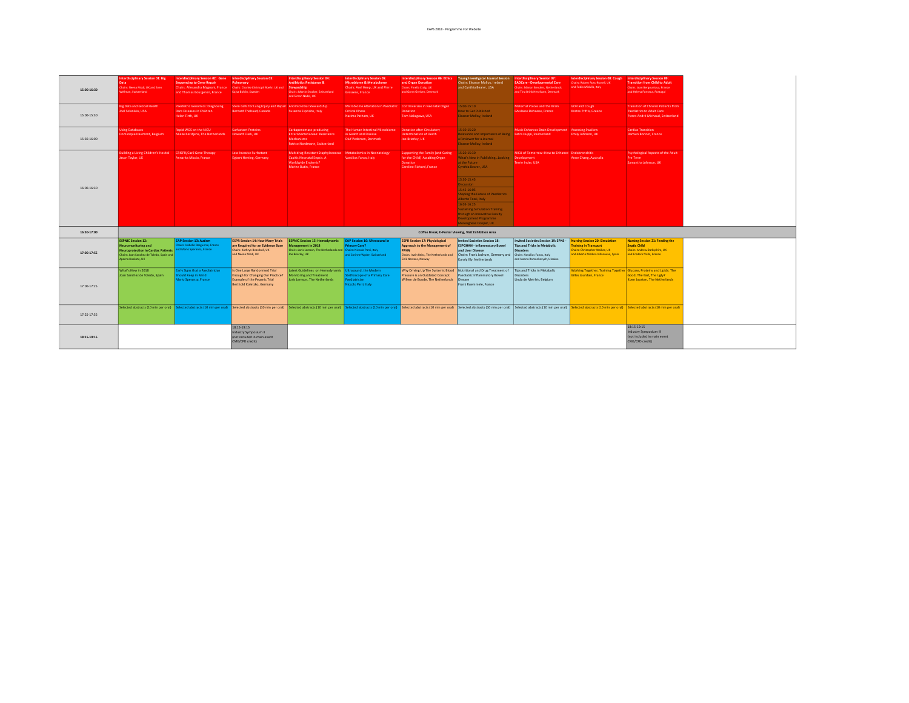| | | | | | | | | | | |
|---|---|---|---|---|---|---|---|---|---|---|
| 15:00-16:30 | **Interdisciplinary Session 01: Big Data** Chairs: Neena Modi, UK and Sven Wellman, Switzerland | **Interdisciplinary Session 02: Gene Sequencing to Gene Repair** Chairs: Alessandra Magnani, France and Thomas Bourgeron, France | **Interdisciplinary Session 03: Pulmonary** Chairs: Charles-Christoph Roehr, UK and Kajsa Bohlin, Sweden | **Interdisciplinary Session 04: Antibiotics Resistance & Stewardship** Chairs: Martin Stocker, Switzerland and Simon Nadel, UK | **Interdisciplinary Session 05: Microbiome & Metabolome** Chairs: Axel Heep, UK and Pierre Gressens, France | **Interdisciplinary Session 06: Ethics and Organ Donation** Chairs: Finella Craig, UK and Gorm Greisen, Denmark | **Young Investigator Journal Session** Chairs: Eleanor Molloy, Ireland and Cynthia Bearer, USA | **Interdisciplinary Session 07: EADCare - Developmental Care** Chairs: Manon Benders, Netherlands and Tina Birk Henriksen, Denmark | **Interdisciplinary Session 08: Cough** Chairs: Robert Ross-Russell, UK and Fabio Midulla, Italy | **Interdisciplinary Session 09: Transition from Child to Adult** Chairs: Jean Bergounioux, France and Helena Fonseca, Portugal |
| 15:00-15:30 | Big Data and Global Health Joel Selanikio, USA | Paediatric Genomics: Diagnosing Rare Diseases in Children Helen Firth, UK | Stem Cells for Lung Injury and Repair Bernard Thebaud, Canada | Antimicrobial Stewardship Susanna Esposito, Italy | Microbiome Alteration in Paediatric Critical Illness Nazima Pathan, UK | Controversies in Neonatal Organ Donation Tom Nakagawa, USA | 15:00-15:10 How to Get Published Eleanor Molloy, Ireland | Maternal Voices and the Brain Ghislaine Dehaene, France | GOR and Cough Kostas Priftis, Greece | Transition of Chronic Patients from Paediatrics to Adult Care Pierre-André Michaud, Switzerland |
| 15:30-16:00 | Using Databases Dominique Haumont, Belgium | Rapid WGS on the NICU Mieke Kerstjens, The Netherlands | Surfactant Proteins Howard Clark, UK | Carbapenemase-producing Enterobacteriaceae: Resistance Mechanisms Patrice Nordmann, Switzerland | The Human Intestinal Microbiome in Health and Disease Olaf Pedersen, Denmark | Donation after Circulatory Determination of Death Joe Brierley, UK | 15:10-15:20 Relevance and Importance of Being a Reviewer for a Journal Eleanor Molloy, Ireland | Music Enhances Brain Development Petra Huppi, Switzerland | Assessing Swallow Emily Johnson, UK | Cardiac Transition Damien Bonnet, France |
| 16:00-16:30 | Building a Living Children's Hostal Jason Taylor, UK | CRISPR/Cas9 Gene Therapy Annarita Miccio, France | Less Invasive Surfactant Egbert Herting, Germany | Multidrug-Resistant Staphylococcus Capitis Neonatal Sepsis. A Worldwide Endemic? Marine Butin, France | Metabolomics in Neonatology Vassilios Fanos, Italy | Supporting the Family (and Caring for the Child) Awaiting Organ Donation Caroline Richard, France | 15:20-15:30 What's New in Publishing...Looking at the Future Cynthia Bearer, USA; 15:30-15:45 Discussion; 15:45-16:05 Shaping the Future of Paediatrics Alberto Tozzi, Italy; 16:05-16:25 Sustaining Simulation Training through an Innovative Faculty Development Programme Merenghese Cooper, UK | NICU of Tomorrow: How to Enhance Development Terrie Inder, USA | Endobronchitis Anne Chang, Australia | Psychological Aspects of the Adult Pre-Term Samantha Johnson, UK |
| 16:30-17:00 | Coffee Break, E-Poster Viewing, Visit Exhibition Area | | | | | | | | | |
| 17:00-17:55 | **ESPNIC Session 12: Neuromonitoring and Neuroprotection in Cardiac Patients** Chairs: Joan Sanchez de Toledo, Spain and Aparna Hoskote, UK | **EAP Session 13: Autism** Chairs: Isabelle Desguerre, France and Mario Speranza, France | **ESPR Session 14: How Many Trials are Required for an Evidence Base** Chairs: Kathryn Beardsall, UK and Neena Modi, UK | **ESPNIC Session 15: Hemodynamic Management in 2018** Chairs: Joris Lemson, The Netherlands and Joe Brierley, UK | **EAP Session 16: Ultrasound in Primary Care?** Chairs: Niccolo Parri, Italy and Corinne Wyder, Switzerland | **ESPR Session 17: Physiological Approach to the Management of PPHN** Chairs: Irwin Reiss, The Netherlands and Eirik Nestaas, Norway | **Invited Societies Session 18: ESPGHAN - Inflammatory Bowel and Liver Disease** Chairs: Frank Jochum, Germany and Karoly Illy, Netherlands | **Invited Societies Session 19: EPNS - Tips and Tricks in Metabolic Disorders** Chairs: Vassilios Fanos, Italy and Ivanna Romankevych, Ukraine | **Nursing Session 20: Simulation Training in Transport** Chairs: Christopher Walker, UK and Alberto Medina Villanueva, Spain | **Nursing Session 21: Feeding the Septic Child** Chairs: Andrew Darbyshire, UK and Frederic Valla, France |
| 17:00-17:25 | What's New in 2018 Joan Sanchez de Toledo, Spain | Early Signs that a Paediatrician Should Keep in Mind Mario Speranza, France | Is One Large Randomised Trial Enough for Changing Our Practice? Example of the Pepanic Trial Berthold Koletzko, Germany | Latest Guidelines on Hemodynamic Monitoring and Treatment Joris Lemson, The Netherlands | Ultrasound, the Modern Stethoscope of a Primary Care Paediatrician Niccolo Parri, Italy | Why Driving Up The Systemic Blood Pressure is an Outdated Concept Willem de Boode, The Netherlands | Nutritional and Drug Treatment of Paediatric Inflammatory Bowel Disease Frank Ruemmele, France | Tips and Tricks in Metabolic Disorders Linda de Meirleir, Belgium | Working Together, Training Together Gilles Jourdain, France | Glucose, Proteins and Lipids: The Good, The Bad, The Ugly? Koen Joosten, The Netherlands |
| 17:25-17:55 | Selected abstracts (10 min per oral) | Selected abstracts (10 min per oral) | Selected abstracts (10 min per oral) | Selected abstracts (10 min per oral) | Selected abstracts (10 min per oral) | Selected abstracts (10 min per oral) | Selected abstracts (10 min per oral) | Selected abstracts (10 min per oral) | Selected abstracts (10 min per oral) | Selected abstracts (10 min per oral) |
| 18:15-19:15 | | | 18:15-19:15 Industry Symposium II (not included in main event CME/CPD credit) | | | | | | | 18:15-19:15 Industry Symposium III (not included in main event CME/CPD credit) |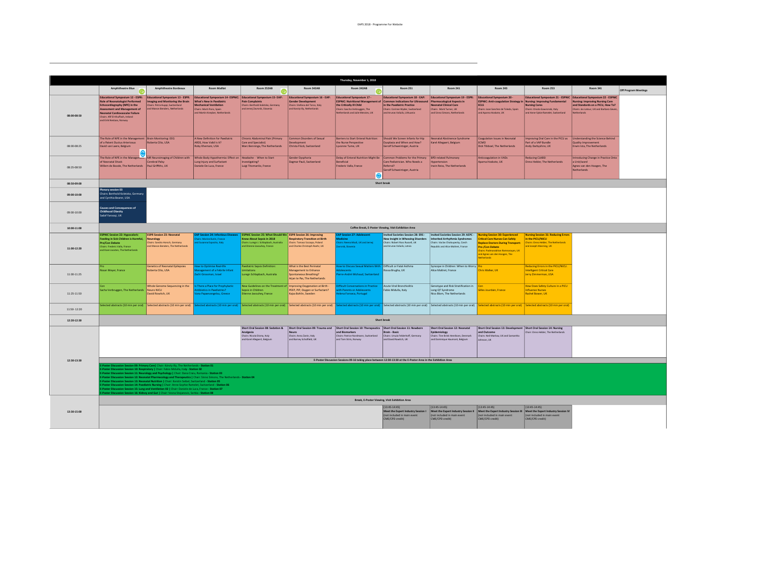## Thursday, November 1, 2018

| | Amphitheatre Blue | Amphitheatre Bordeaux | Room Maillot | Room 252AB | Room 342AB | Room 242AB | Room 251 | Room 241 | Room 243 | Room 253 | Room 341 | Off Program Meetings |
|---|---|---|---|---|---|---|---|---|---|---|---|---|
| 08:00-08:50 | **Educational Symposium 12 - ESPR: Role of Neonatologist Performed Echocardiography (NPE) in the Assessment and Management of Neonatal Cardiovascular Failure** Chairs: Afif El-Khuffash, Ireland and Eirik Nestaas, Norway | **Educational Symposium 13 - ESPR: Imaging and Monitoring the Brain** Chairs: Petra Huppi, Switzerland and Manon Benders, Netherlands | **Educational Symposium 14- ESPNIC: What's New in Paediatric Mechanical Ventilation** Chairs: Martí Pons, Spain and Martin Kneyber, Netherlands | **Educational Symposium 15- EAP: Pain Complaints** Chairs: Berthold Koletzko, Germany and Jernej Zavrsnik, Slovenia | **Educational Symposium 16 - EAP: Gender Development** Chairs: Stefano del Torso, Italy and Karoly Illy, Netherlands | **Educational Symposium 17 - ESPNIC: Nutritional Management of the Critically Ill Child** Chairs: Sascha Verbruggen, The Netherlands and Julie Menzies, UK | **Educational Symposium 18 - EAP: Common Indications for Ultrasound in the Paediatric Practice** Chairs: Corinne Wyder, Switzerland and Arunas Valiulis, Lithuania | **Educational Symposium 19 - ESPR: Pharmacological Aspects in Neonatal Clinical Care** Chairs: Mark Turner, UK and Sinno Simons, Netherlands | **Educational Symposium 20 - ESPNIC: Anti-coagulation Strategy in ECLS** Chairs: Joan Sanchez de Toledo, Spain and Aparna Hoskote, UK | **Educational Symposium 21 - ESPNIC Nursing: Improving Fundamental Nursing Cares** Chairs: Orsola Gawronski, Italy and Anne-Sylvie Ramelet, Switzerland | **Educational Symposium 22 - ESPNIC Nursing: Improving Nursing Care and Standards on a PICU, How To?** Chairs: Jos Latour, UK and Barbara Geven, Netherlands | |
| 08:00-08:25 | The Role of NPE in the Management of a Patent Ductus Arteriosus David van Laere, Belgium | Brain Monitoring: EEG Roberta Cilio, USA | A New Definition for Paediatric ARDS, How Valid Is It? Roby Khemani, USA | Chronic Abdominal Pain (Primary Care and Specialist) Marc Benninga, The Netherlands | Common Disorders of Sexual Development Christa Flück, Switzerland | Barriers to Start Enteral Nutrition: the Nurse Perspective Lyvonne Tume, UK | Should We Screen Infants for Hip Dysplasia and When and How? Geroff Schweintzger, Austria | Neonatal Abstinence Syndrome Karel Allegaert, Belgium | Coagulation Issues in Neonatal ECMO Dick Tibboel, The Netherlands | Improving Oral Care in the PICU as Part of a VAP Bundle Andy Darbyshire, UK | Understanding the Science Behind Quality Improvement Erwin Ista, The Netherlands | |
| 08:25-08:50 | The Role of NPE in the Management of Neonatal Shock Willem de Boode, The Netherlands | MR Neuroimaging of Children with Cerebral Palsy Paul Griffiths, UK | Whole Body Hypothermia: Effect on Lung Injury and Surfactant Daniele De Luca, France | Headache - When to Start Investigating? Luigi Titomanlio, France | Gender Dysphoria Dagmar Pauli, Switzerland | Delay of Enteral Nutrition Might Be Beneficial Frederic Valla, France | Common Problems for the Primary Care Pediatrician. Who Needs a Referral? Geroff Schweintzger, Austria | BPD-related Pulmonary Hypertension Irwin Reiss, The Netherlands | Anticoagulation in VADs Aparna Hoskote, UK | Reducing CLABSI Onno Helder, The Netherlands | Introducing Change in Practice Onto a Unit/ward Agnes van den Hoogen, The Netherlands | |
| 08:50-09:00 | Short break | | | | | | | | | | | |
| 09:00-10:00 | **Plenary session 03** Chairs: Berthold Koletzko, Germany and Cynthia Beaver, USA | | | | | | | | | | | |
| 09:00-10:00 | **Causes and Consequences of Childhood Obesity** Sadaf Farooqi, UK | | | | | | | | | | | |
| 10:00-11:00 | Coffee Break, E-Poster Viewing, Visit Exhibition Area | | | | | | | | | | | |
| 11:00-12:20 | **ESPNIC Session 22: Hypocaloric Feeding in Sick Children is Harmful, Pro/Con Debate** Chairs: Frederic Valla, France and Koen Joosten, The Netherlands | **ESPR Session 23: Neonatal Neurology** Chairs: Sandra Horsch, Germany and Manon Benders, The Netherlands | **EAP Session 24: Infectious Diseases** Chairs: Monica Rubio, France and Susanna Esposito, Italy | **ESPNIC Session 25: What Should We Know About Sepsis in 2018** Chairs: Luregn J. Schlapbach, Australia and Etienne Javouhey, France | **ESPR Session 26: Improving Respiratory Transition at Birth** Chairs: Tomasz Szczapa, Poland and Charles Christoph Roehr, UK | **EAP Session 27: Adolescent Medicine** Chairs: Neena Modi, UK and Jernej Zavrsnik, Slovenia | **Invited Societies Session 28: ERS - New Insight in Wheezing Disorders** Chairs: Robert Ross Russell, UK and Arunas Valiulis, Latvia | **Invited Societies Session 29: AEPC - Inherited Arrhythmia Syndromes** Chairs: Vaclav Chaloupecky, Czech Republic and Alice Maltret, France | **Nursing Session 30: Experienced Critical Care Nurses Can Safely Replace Doctors During Transport; Pro-/Con Debate** Chairs: Padmanabhan Ramnarayan, UK and Agnes van den Hoogen, The Netherlands | **Nursing Session 31: Reducing Errors in the PICU/NICU** Chairs: Onno Helder, The Netherlands and Joseph Manning, UK | | |
| 11:00-11:25 | Pro Rosan Meyer, France | Genetics of Neonatal Epilepsies Roberta Cilio, USA | How to Optimise Real-life Management of a Febrile Infant Zachi Grossman, Israel | Paediatric Sepsis Definition: Limitations Luregn Schlapbach, Australia | What is the Best Perinatal Management to Enhance Spontaneous Breathing? Arjan te Pas, The Netherlands | How to Discuss Sexual Matters With Adolescents Pierre-André Michaud, Switzerland | Difficult or Fatal Asthma Rossa Brugha, UK | Syncope in Children: When to Worry Alice Maltret, France | Pro Chris Walker, UK | Reducing Errors in the PICU/NICU: Intelligent Critical Care Jerry Zimmerman, USA | | |
| 11:25-11:50 | Con Sacha Verbruggen, The Netherlands | Whole Genome Sequencing in the Neuro NICU David Rowitch, UK | Is There a Place for Prophylactic Antibiotics in Paediatrics? Vana Papaevangelou, Greece | New Guidelines on the Treatment of Sepsis in Children Etienne Javouhey, France | Improving Oxygenation at Birth - PEEP, PIP, Oxygen or Surfactant? Kajsa Bohlin, Sweden | Difficult Conversations in Practice with Parents or Adolescents Helena Fonseca, Portugal | Acute Viral Bronchiolitis Fabio Midulla, Italy | Genotype and Risk Stratification in Long QT Syndrome Nico Blom, The Netherlands | Con Gilles Jourdain, France | How Does Safety Culture in a PICU Influence Nurses Rachel Bower, UK | | |
| 11:50- 12:20 | Selected abstracts (10 min per oral) | Selected abstracts (10 min per oral) | Selected abstracts (10 min per oral) | Selected abstracts (10 min per oral) | Selected abstracts (10 min per oral) | Selected abstracts (10 min per oral) | Selected abstracts (10 min per oral) | Selected abstracts (10 min per oral) | Selected abstracts (10 min per oral) | Selected abstracts (10 min per oral) | | |
| 12:20-12:30 | Short break | | | | | | | | | | | |
| 12:30-13:30 | | | | **Short Oral Session 08: Sedation & Analgesia** Chairs: Nicola Disma, Italy and Karel Allegaert, Belgium | **Short Oral Session 09: Trauma and Neuro** Chairs: Anna Zanin, Italy and Barney Scholfield, UK | **Short Oral Session 10: Therapeutics and Biomarkers** Chairs: Patrice Nordmann, Switzerland and Tom Stiris, Norway | **Short Oral Session 11: Newborn Brain - Basic** Chairs: Ursula Felderhoff, Germany and David Rowitch, UK | **Short Oral Session 12: Neonatal Epidemiology** Chairs: Tine Brink Henriksen, Denmark and Dominique Haumont, Belgium | **Short Oral Session 13: Development and Outcome** Chairs: Neil Marlow, UK and Samantha Johnson, UK | **Short Oral Session 14: Nursing** Chair: Onno Helder, The Netherlands | | |
| 12:30-13:30 | E-Poster Discussion Sessions 09-16 taking place between 12:30-13:30 at the E-Poster Area in the Exhibition Area | | | | | | | | | | | |
| 12:30-13:30 | **E-Poster Discussion Session 09: Primary Care** \| Chair: Karoly Illy, The Netherlands - **Station 01**<br>**E-Poster Discussion Session 10: Respiratory** \| Chair: Fabio Midulla, Italy - **Station 02**<br>**E-Poster Discussion Session 11: Neurology and Psychology** \| Chair: Dana Craiu, Romania - **Station 03**<br>**E-Poster Discussion Session 12: Neonatal Pharmacology and Therapeutics** \| Chair: Sinno Simons, The Netherlands - **Station 04**<br>**E-Poster Discussion Session 13: Neonatal Nutrition** \| Chair: Kerstin Seibel, Switzerland - **Station 05**<br>**E-Poster Discussion Session 14: Paediatric Nursing** \| Chair: Anne-Sophie Ramelet, Switzerland - **Station 06**<br>**E-Poster Discussion Session 15: Lung and Ventilation 02** \| Chair: Daniele de Luca, France - **Station 07**<br>**E-Poster Discussion Session 16: Kidney and Gut** \| Chair: Vesna Stojanovic, Serbia - **Station 08** | | | | | | | | | | | |
| 13:30-15:00 | Break, E-Poster Viewing, Visit Exhibition Area | | | | | | | | | | | |
| 13:30-15:00 | | | | | | | (13:45-14:45) **Meet the Expert Industry Session I** (not included in main event CME/CPD credit) | (13:45-14:45) **Meet the Expert Industry Session II** (not included in main event CME/CPD credit) | (13:45-14:45) **Meet the Expert Industry Session III** (not included in main event CME/CPD credit) | (13:45-14:45) **Meet the Expert Industry Session IV** (not included in main event CME/CPD credit) | | |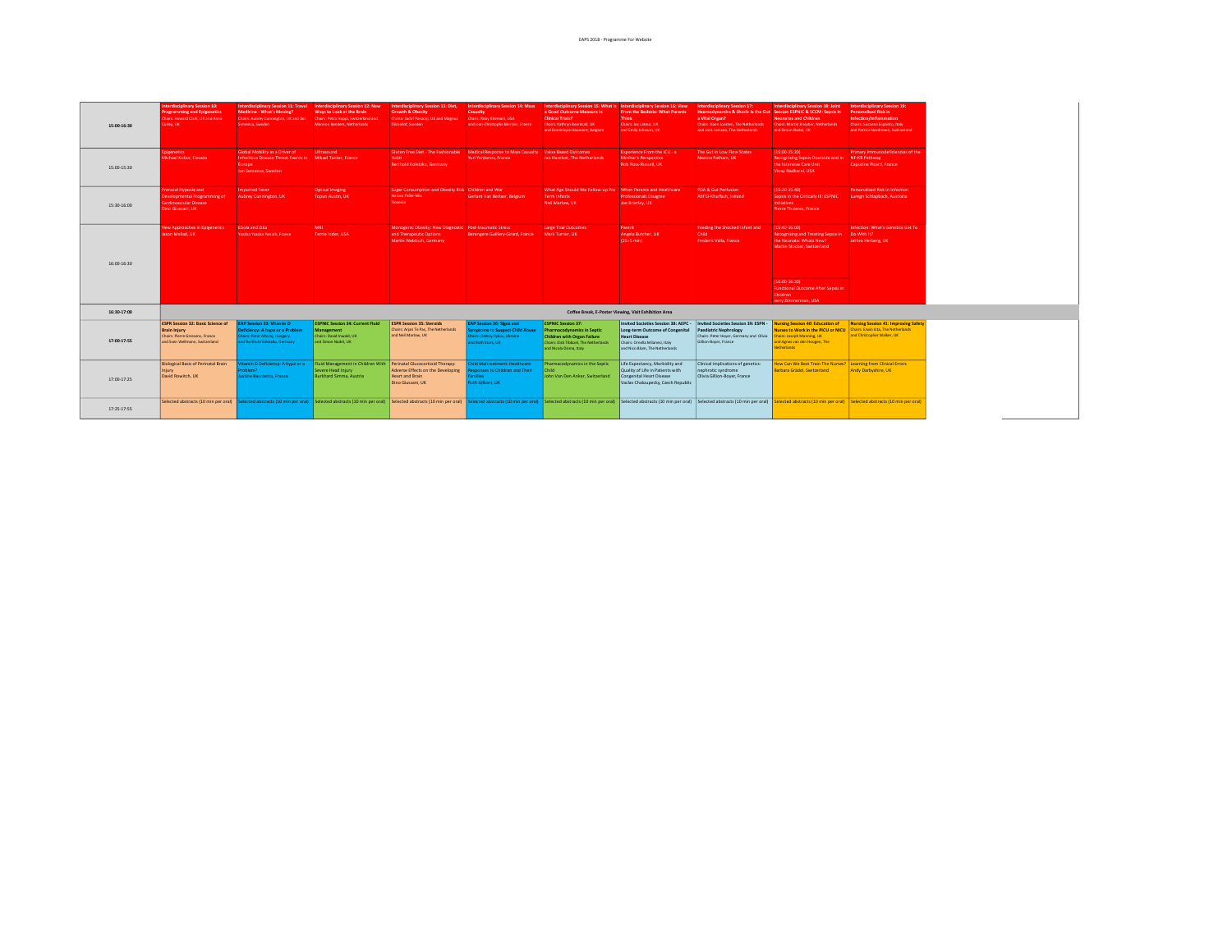| 15:00-16:30 | Interdisciplinary Session 10: Programming and Epigenetics<br>Chairs: Howard Clark, UK and Anna Curley, UK | Interdisciplinary Session 11: Travel Medicine - What's Moving?<br>Chairs: Aubrey Cunnington, UK and Jan Semenza, Sweden | Interdisciplinary Session 12: New Ways to Look at the Brain<br>Chairs: Petra Huppi, Switzerland and Manon Benders, Netherlands | Interdisciplinary Session 13: Diet, Growth & Obesity<br>Chairs: Sadaf Farooqi, UK and Magnus Domellof, Sweden | Interdisciplinary Session 14: Mass Casualty<br>Chairs: Roby Khemani, USA and Jean-Christophe Mercier, France | Interdisciplinary Session 15: What is a Good Outcome Measure in Clinical Trials?<br>Chairs: Kathryn Beardsall, UK and Dominique Haumont, Belgium | Interdisciplinary Session 16: View From the Bedside: What Parents Think<br>Chairs: Jos Latour, UK and Emily Johnson, UK | Interdisciplinary Session 17: Haemodynamics & Shock: Is the Gut a Vital Organ?<br>Chairs: Koen Joosten, The Netherlands and Joris Lemson, The Netherlands | Interdisciplinary Session 18: Joint Session ESPNIC & SCCM: Sepsis in Neonates and Children<br>Chairs: Martin Kneyber, Netherlands and Simon Nadel, UK | Interdisciplinary Session 19: Personalised Risk in Infection/Inflammation<br>Chairs: Susanna Esposito, Italy and Patrice Nordmann, Switzerland |
|---|---|---|---|---|---|---|---|---|---|---|
| 15:00-15:30 | Epigenetics<br>Michael Kobor, Canada | Global Mobility as a Driver of Infectious Disease Threat Events in Europe<br>Jan Semenza, Sweden | Ultrasound<br>Mikael Tanter, France | Gluten Free Diet - The Fashionable Habit<br>Berthold Koletzko, Germany | Medical Response to Mass Casualty<br>Yuri Yordanov, France | Value Based Outcomes<br>Jan Hazelzet, The Netherlands | Experience From the ICU - a Mother's Perspective<br>Rob Ross-Russell, UK | The Gut in Low Flow States<br>Nazima Pathan, UK | [15:00-15:20]<br>Recognising Sepsis Outside and in the Intensive Care Unit<br>Vinay Nadkarni, USA | Primary Immunodeficiencies of the NF-KB Pathway<br>Capucine Picard, France |
| 15:30-16:00 | Prenatal Hypoxia and Developmental Programming of Cardiovascular Disease<br>Dino Giussani, UK | Imported Fever<br>Aubrey Cunnington, UK | Optical Imaging<br>Topun Austin, UK | Sugar Consumption and Obesity Risk<br>Natasa Fidler-Mis<br>Slovenia | Children and War<br>Geriant Van Bertaer, Belgium | What Age Should We Follow-up Pre Term Infants<br>Neil Marlow, UK | When Parents and Healthcare Professionals Disagree<br>Joe Brierley, UK | PDA & Gut Perfusion<br>Afif El-Khuffash, Ireland | [15:20-15:40]<br>Sepsis in the Critically Ill: ESPNIC Initiatives<br>Pierre Tissieres, France | Personalised Risk in Infection<br>Luregn Schlapbach, Australia |
| 16:00-16:30 | New Approaches in Epigenetics<br>Jason Mellad, UK | Ebola and Zika<br>Yazdan Yazdan Panah, France | MRI<br>Terrie Inder, USA | Monogenic Obesity: New Diagnostic and Therapeutic Options<br>Martin Wabitsch, Germany | Post-traumatic Stress<br>Berengere Guillery-Girard, France | Large Trial Outcomes<br>Mark Turner, UK | Parent<br>Angela Butcher, UK<br>(25+5 min) | Feeding the Shocked Infant and Child<br>Frederic Valla, France | [15:40-16:00]<br>Recognising and Treating Sepsis in the Neonate: Whats New?<br>Martin Stocker, Switzerland<br><br>[16:00-16:20]<br>Functional Outcome After Sepsis in Children<br>Jerry Zimmerman, USA | Infection: What's Genetics Got To Do With It?<br>Jethro Herberg, UK |
| 16:30-17:00 | Coffee Break, E-Poster Viewing, Visit Exhibition Area | | | | | | | | | |
| 17:00-17:55 | ESPR Session 32: Basic Science of Brain Injury<br>Chairs: Pierre Gressens, France and Sven Wellmann, Switzerland | EAP Session 33: Vitamin D Deficiency: A hype or a Problem<br>Chairs: Peter Altorjai, Hungary and Berthold Koletzko, Germany | ESPNIC Session 34: Current Fluid Management<br>Chairs: David Inwald, UK and Simon Nadel, UK | ESPR Session 35: Steroids<br>Chairs: Arjan Te Pas, The Netherlands and Neil Marlow, UK | EAP Session 36: Signs and Symptoms to Suspect Child Abuse<br>Chairs: Oleksiy Sykus, Ukraine and Ruth Gilbert, UK | ESPNIC Session 37: Pharmacodynamics in Septic Children with Organ Failure<br>Chairs: Dick Tibboel, The Netherlands and Nicola Disma, Italy | Invited Societies Session 38: AEPC - Long-term Outcome of Congenital Heart Disease<br>Chairs: Ornella Milanesi, Italy and Nico Blom, The Netherlands | Invited Societies Session 39: ESPN - Paediatric Nephrology<br>Chairs: Peter Hoyer, Germany and Olivia Gillion-Boyer, France | Nursing Session 40: Education of Nurses to Work in the PICU or NICU<br>Chairs: Joseph Manning, UK and Agnes van den Hoogen, The Netherlands | Nursing Session 41: Improving Safety<br>Chairs: Erwin Ista, The Netherlands and Christopher Walker, UK |
| 17:00-17:25 | Biological Basis of Perinatal Brain Injury<br>David Rowitch, UK | Vitamin D Deficiency: A hype or a Problem?<br>Justine Bacchetta, France | Fluid Management in Children With Severe Head Injury<br>Burkhard Simma, Austria | Perinatal Glucocorticoid Therapy: Adverse Effects on the Developing Heart and Brain<br>Dino Giussani, UK | Child Maltreatment: Healthcare Responses to Children and Their Families<br>Ruth Gilbert, UK | Pharmacodynamics in the Septic Child<br>John Van Den Anker, Switzerland | Life Expectancy, Morbidity and Quality of Life in Patients with Congenital Heart Disease<br>Vaclav Chaloupecky, Czech Republic | Clinical implications of genetics: nephrotic syndrome<br>Olivia Gillion-Boyer, France | How Can We Best Train The Nurses?<br>Barbara Grädel, Switzerland | Learning from Clinical Errors<br>Andy Darbyshire, UK |
| 17:25-17:55 | Selected abstracts (10 min per oral) | Selected abstracts (10 min per oral) | Selected abstracts (10 min per oral) | Selected abstracts (10 min per oral) | Selected abstracts (10 min per oral) | Selected abstracts (10 min per oral) | Selected abstracts (10 min per oral) | Selected abstracts (10 min per oral) | Selected abstracts (10 min per oral) | Selected abstracts (10 min per oral) |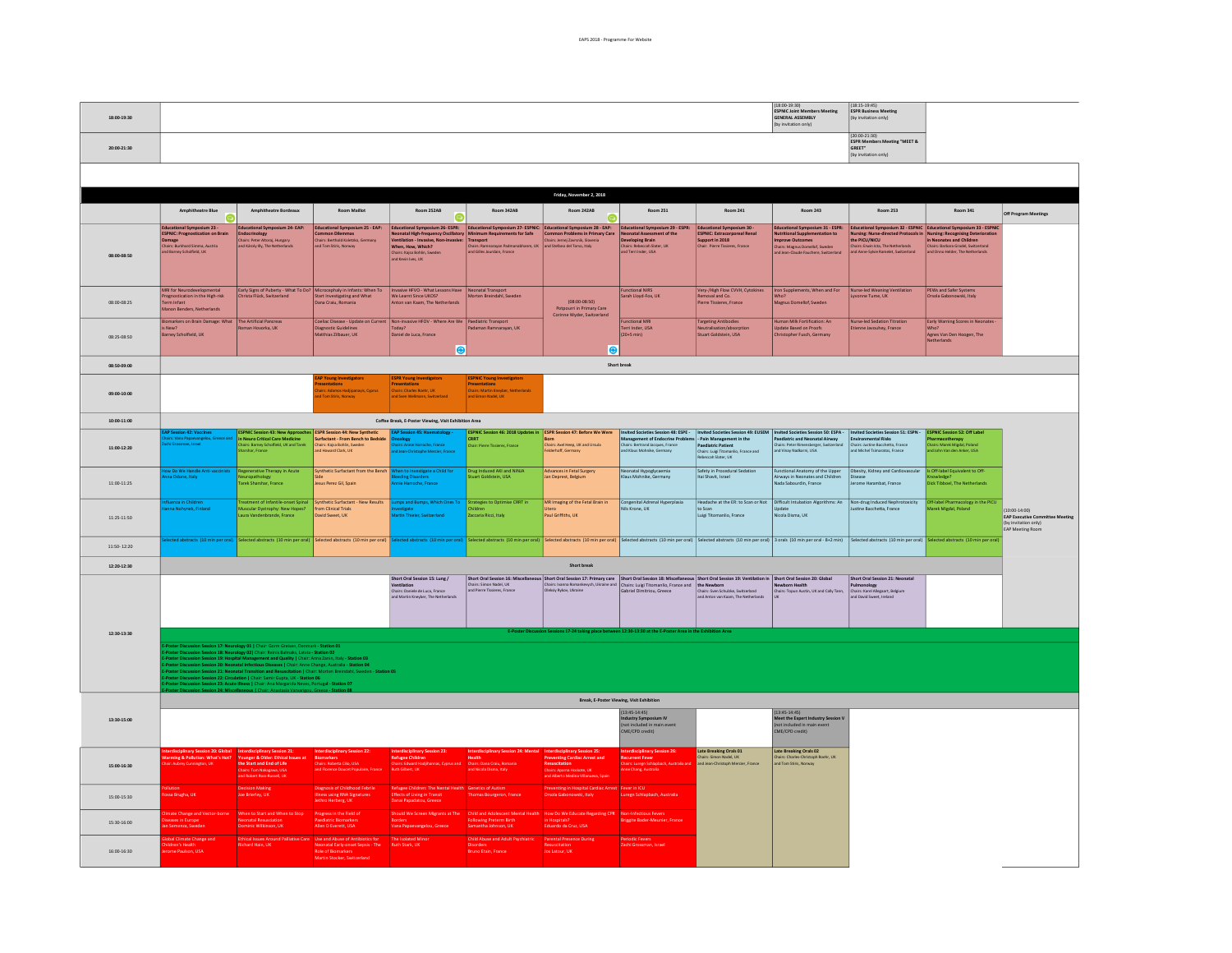| | | | | | | | | | | | | |
|---|---|---|---|---|---|---|---|---|---|---|---|---|
| 18:00-19:30 | | | | | | | | | | (18:00-19:30) **ESPNIC Joint Members Meeting GENERAL ASSEMBLY** (by invitation only) | (18:15-19:45) **ESPR Business Meeting** (by invitation only) | |
| 20:00-21:30 | | | | | | | | | | | (20:00-21:30) **ESPR Members Meeting "MEET & GREET"** (by invitation only) | |

**Friday, November 2, 2018**

| | Amphitheatre Blue | Amphitheatre Bordeaux | Room Maillot | Room 252AB | Room 342AB | Room 242AB | Room 251 | Room 241 | Room 243 | Room 253 | Room 341 | Off Program Meetings |
|---|---|---|---|---|---|---|---|---|---|---|---|---|
| 08:00-08:50 | **Educational Symposium 23 - ESPNIC: Prognostication on Brain Damage** Chairs: Burkhard Simma, Austria and Barney Scholefield, UK | **Educational Symposium 24- EAP: Endocrinology** Chairs: Peter Altorjai, Hungary and Károly Illy, The Netherlands | **Educational Symposium 25 - EAP: Common Dilemmas** Chairs: Berthold Koletzko, Germany and Tom Stiris, Norway | **Educational Symposium 26- ESPR: Neonatal High-frequency Oscillatory Ventilation - Invasive, Non-invasive: When, How, Which?** Chairs: Kajsa Bohlin, Sweden and Kevin Ives, UK | **Educational Symposium 27- ESPNIC: Minimum Requirements for Safe Transport** Chairs: Ramesh Padmanabhan, UK and Gilles Jourdain, France | **Educational Symposium 28 - EAP: Common Problems in Primary Care** Chairs: Jernej Zavrsnik, Slovenia and Stefano del Torso, Italy | **Educational Symposium 29 - ESPR: Neonatal Assessment of the Developing Brain** Chairs: Rebeccah Slater, UK and Terri Inder, USA | **Educational Symposium 30 - ESPNIC: Extracorporeal Renal Support in 2018** Chair: Pierre Tissieres, France | **Educational Symposium 31 - ESPR: Nutritional Supplementation to Improve Outcomes** Chairs: Magnus Domellof, Sweden and Jean-Claude Fauchere, Switzerland | **Educational Symposium 32 - ESPNIC Nursing: Nurse-directed Protocols in the PICU/NICU** Chairs: Erwin Ista, The Netherlands and Anne-Sylvie Ramelet, Switzerland | **Educational Symposium 33 - ESPNIC Nursing: Recognising Deterioration in Neonates and Children** Chairs: Barbara Gradel, Switzerland and Onno Helder, The Netherlands | |
| 08:00-08:25 | MRI for Neurodevelopmental Prognostication in the High-risk Term Infant Manon Benders, Netherlands | Early Signs of Puberty - What To Do? Christa Flück, Switzerland | Microcephaly in Infants: When To Start Investigating and What Dana Craiu, Romania | Invasive HFVO - What Lessons Have We Learnt Since UKOS? Anton van Kaam, The Netherlands | Neonatal Transport Morten Breindahl, Sweden | (08:00-08:50) Potpourri in Primary Care Corinne Wyder, Switzerland | Functional NIRS Sarah Lloyd-Fox, UK | Very-/High Flow CVVH, Cytokines Removal and Co. Pierre Tissieres, France | Iron Supplements, When and For Who? Magnus Domellof, Sweden | Nurse-led Weaning Ventilation Lyvonne Tume, UK | PEWs and Safer Systems Orsola Gabonowski, Italy | |
| 08:25-08:50 | Biomarkers on Brain Damage: What is New? Barney Scholfield, UK | The Artificial Pancreas Roman Hovorka, UK | Coeliac Disease - Update on Current Diagnostic Guidelines Matthias Zilbauer, UK | Non-invasive HFOV - Where Are We Today? Daniel de Luca, France | Paediatric Transport Padanam Ramnarayan, UK | | Functional MRI Terri Inder, USA (20+5 min) | Targeting Antibodies Neutralisation/absorption Stuart Goldstein, USA | Human Milk Fortification: An Update Based on Proofs Christopher Fusch, Germany | Nurse-led Sedation Titration Etienne Javouhey, France | Early Warning Scores in Neonates - Who? Agnes Van Den Hoogen, The Netherlands | |
| 08:50-09:00 | Short break | | | | | | | | | | | |
| 09:00-10:00 | | | **EAP Young Investigators Presentations** Chairs: Adamos Hadjipanayis, Cyprus and Tom Stiris, Norway | **ESPR Young Investigators Presentations** Chairs: Charles Roehr, UK and Sven Wellmann, Switzerland | **ESPNIC Young Investigators Presentations** Chairs: Martin Kneyber, Netherlands and Simon Nadel, UK | | | | | | | |
| 10:00-11:00 | Coffee Break, E-Poster Viewing, Visit Exhibition Area | | | | | | | | | | | |
| 11:00-12:20 | **EAP Session 42: Vaccines** Chairs: Vana Papaevangelou, Greece and Zachi Grossman, Israel | **ESPNIC Session 43: New Approaches in Neuro Critical Care Medicine** Chairs: Barney Scholefield, UK and Tarek Shanshar, France | **ESPR Session 44: New Synthetic Surfactant - From Bench to Bedside** Chairs: Kajsa Bohlin, Sweden and Howard Clark, UK | **EAP Session 45: Haematology - Oncology** Chairs: Annie Harroche, France and Jean-Christophe Mercier, France | **ESPNIC Session 46: 2018 Updates in CRRT** Chair: Pierre Tissieres, France | **ESPR Session 47: Before We Were Born** Chairs: Axel Heep, UK and Ursula Felderhoff, Germany | **Invited Societies Session 48: ESPE - Management of Endocrine Problems** Chairs: Berthold Jacques, France and Klaus Mohnike, Germany | **Invited Societies Session 49: EUSEM - Pain Management in the Paediatric Patient** Chairs: Luigi Titomanlio, France and Rebeccah Slater, UK | **Invited Societies Session 50: ESPA - Paediatric and Neonatal Airway** Chairs: Peter Kienreisberger, Switzerland and Vinay Nadkarni, USA | **Invited Societies Session 51: ESPN - Environmental Risks** Chairs: Justine Bacchetta, France and Michel Tsimaratos, France | **ESPNIC Session 52: Off Label Pharmacotherapy** Chairs: Marek Migdal, Poland and John Van den Anker, USA | |
| 11:00-11:25 | How Do We Handle Anti-vaccinists Anna Odone, Italy | Regenerative Therapy in Acute Neuropathology Tarek Shanshar, France | Synthetic Surfactant from the Bench Side Jesus Perez Gil, Spain | When to Investigate a Child for Bleeding Disorders Annie Harroche, France | Drug Induced AKI and NINJA Stuart Goldstein, USA | Advances in Fetal Surgery Jan Deprest, Belgium | Neonatal Hypoglycaemia Klaus Mohnike, Germany | Safety in Procedural Sedation Itai Shavit, Israel | Functional Anatomy of the Upper Airways in Neonates and Children Nada Sabourdin, France | Obesity, Kidney and Cardiovascular Disease Jerome Harambat, France | Is Off-label Equivalent to Off-Knowledge? Dick Tibboel, The Netherlands | (10:00-14:00) **EAP Executive Committee Meeting** (by invitation only) EAP Meeting Room |
| 11:25-11:50 | Influenza in Children Hanna Nohynek, Finland | Treatment of Infantile-onset Spinal Muscular Dystrophy: New Hopes? Laura Vandenbrande, France | Synthetic Surfactant - New Results from Clinical Trials David Sweet, UK | Lumps and Bumps, Which Ones To Investigate Martin Thieler, Switzerland | Strategies to Optimise CRRT in Children Zaccaria Ricci, Italy | MR Imaging of the Fetal Brain in Utero Paul Griffiths, UK | Congenital Adrenal Hyperplasia Nils Krone, UK | Headache at the ER: to Scan or Not to Scan Luigi Titomanlio, France | Difficult Intubation Algorithms: An Update Nicola Disma, UK | Non-drug Induced Nephrotoxicity Justine Bacchetta, France | Off-label Pharmacology in the PICU Marek Migdal, Poland | |
| 11:50-12:20 | Selected abstracts (10 min per oral) | Selected abstracts (10 min per oral) | Selected abstracts (10 min per oral) | Selected abstracts (10 min per oral) | Selected abstracts (10 min per oral) | Selected abstracts (10 min per oral) | Selected abstracts (10 min per oral) | Selected abstracts (10 min per oral) | 3 orals (10 min per oral - 8+2 min) | Selected abstracts (10 min per oral) | Selected abstracts (10 min per oral) | |
| 12:20-12:30 | Short break | | | | | | | | | | | |
| 12:30-13:30 | | | | **Short Oral Session 15: Lung / Ventilation** Chairs: Daniele de Luca, France and Martin Kneyber, The Netherlands | **Short Oral Session 16: Miscellaneous** Chairs: Simon Nadel, UK and Pierre Tissieres, France | **Short Oral Session 17: Primary care** Chairs: Ivanna Romankevych, Ukraine and Oleksiy Rykov, Ukraine | **Short Oral Session 18: Miscellaneous** Chairs: Luigi Titomanlio, France and Gabriel Dimitriou, Greece | **Short Oral Session 19: Ventilation in the Newborn** Chairs: Sven Schulzke, Switzerland and Anton van Kaam, The Netherlands | **Short Oral Session 20: Global Newborn Health** Chairs: Topun Austin, UK and Cally Tann, UK | **Short Oral Session 21: Neonatal Pulmonology** Chairs: Karel Allegaert, Belgium and David Sweet, Ireland | | |

E-Poster Discussion Sessions 17-24 taking place between 12:30-13:30 at the E-Poster Area in the Exhibition Area

E-Poster Discussion Session 17: Neurology 01 | Chair: Gorm Greisen, Denmark - Station 01
E-Poster Discussion Session 18: Neurology 02 | Chair: Reinis Balmaks, Latvia - Station 02
E-Poster Discussion Session 19: Hospital Management and Quality | Chair: Anna Zanin, Italy - Station 03
E-Poster Discussion Session 20: Neonatal Infectious Diseases | Chair: Anne Chang, Australia - Station 04
E-Poster Discussion Session 21: Neonatal Transition and Resuscitation | Chair: Morten Breindahl, Sweden - Station 05
E-Poster Discussion Session 22: Circulation | Chair: Samir Gupta, UK - Station 06
E-Poster Discussion Session 23: Acute Illness | Chair: Ana Margarida Neves, Portugal - Station 07
E-Poster Discussion Session 24: Miscellaneous | Chair: Anastasia Vanvangou, Greece - Station 08

| | | | | | | | | | | | | |
|---|---|---|---|---|---|---|---|---|---|---|---|---|
| | Break, E-Poster Viewing, Visit Exhibition | | | | | | | | | | | |
| 13:30-15:00 | | | | | | | (13:45-14:45) **Industry Symposium IV** (not included in main event CME/CPD credit) | | (13:45-14:45) **Meet the Expert Industry Session V** (not included in main event CME/CPD credit) | | | |
| 15:00-16:30 | **Interdisciplinary Session 20: Global Warming & Pollution: What's Hot?** Chair: Aubrey Cunnington, UK | **Interdisciplinary Session 21: Younger & Older: Ethical Issues at the Start and End of Life** Chairs: Tom Nakagawa, USA and Robert Ross-Russell, UK | **Interdisciplinary Session 22: Biomarkers** Chairs: Roberta Lilla, USA and Florence Doucet Populaire, France | **Interdisciplinary Session 23: Refugee Children** Chairs: Edward Hadjihannas, Cyprus and Ruth Gilbert, UK | **Interdisciplinary Session 24: Mental Health** Chairs: Dana Craiu, Romania and Nicola Disma, Italy | **Interdisciplinary Session 25: Preventing Cardiac Arrest and Resuscitation** Chairs: Joanne Hudson, UK and Alberto Medina Villanueva, Spain | **Interdisciplinary Session 26: Recurrent Fever** Chairs: Lumgn Schlapbach, Australia and Anne Chang, Australia | **Late Breaking Orals 01** Chairs: Simon Nadel, UK and Jean-Christoph Mercier, France | **Late Breaking Orals 02** Chairs: Charles-Christoph Roehr, UK and Tom Stiris, Norway | | | |
| 15:00-15:30 | Pollution Rossa Brugha, UK | Decision Making Joe Brierley, UK | Diagnosis of Childhood Febrile Illness using RNA Signatures Jethro Herberg, UK | Refugee Children: The Mental Health Effects of Living in Transit Danai Papadatou, Greece | Genetics of Autism Thomas Bourgeron, France | Preventing In Hospital Cardiac Arrest Orsola Gabonowski, Italy | Fever in ICU Lumgn Schlapbach, Australia | | | | | |
| 15:30-16:00 | Climate Change and Vector-borne Diseases in Europe Jan Semenza, Sweden | When to Start and When to Stop Neonatal Resuscitation Dominic Wilkinson, UK | Progress in the Field of Paediatric Biomarkers Allen O Everett, USA | Should We Screen Migrants at The Borders Vana Papaevangelou, Greece | Child and Adolescent Mental Health Following Preterm Birth Samantha Johnson, UK | How Do We Educate Regarding CPR in Hospitals? Eduardo de Cruz, USA | Non-infectious Fevers Briggitte Bader-Meunier, France | | | | | |
| 16:00-16:30 | Global Climate Change and Children's Health Jerome Paulson, USA | Ethical Issues Around Palliative Care Richard Hain, UK | Use and Abuse of Antibiotics for Neonatal Early-onset Sepsis - The Role of Biomarkers Martin Stocker, Switzerland | The Isolated Minor Ruth Stark, UK | Child Abuse and Adult Psychiatric Disorders Bruno Etain, France | Parental Presence During Resuscitation Jos Latour, UK | Periodic Fevers Zachi Grossman, Israel | | | | | |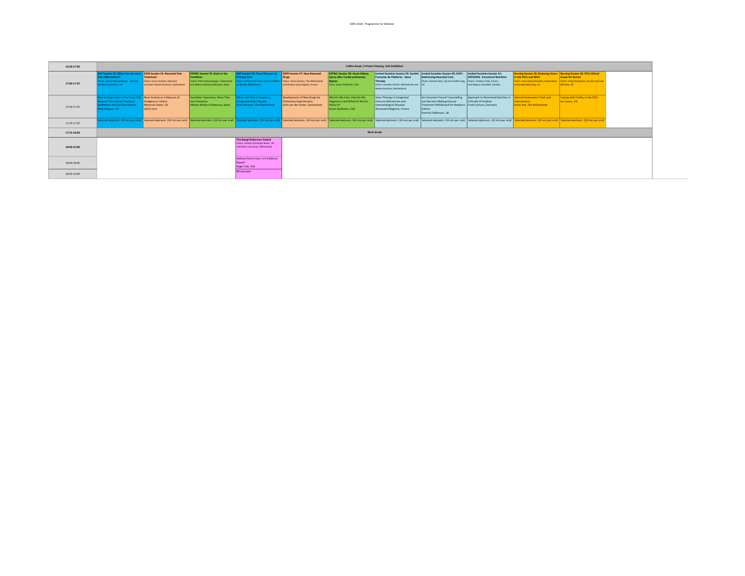| Time | | | | | | | | | | | |
|---|---|---|---|---|---|---|---|---|---|---|---|
| 16:30-17:00 | Coffee Break, E-Poster Viewing, Visit Exhibition | | | | | | | | | | |
| 17:00-17:55 | **EAP Session 53: What Can we Learn from Microbiome?** Chairs: Ioanna Romanowych, Ukraine and Nazima Pathan, UK | **ESPR Session 54: Neonatal Pain Treatment** Chairs: Gorm Greisen, Denmark and Jean-Claude Fauchere, Switzerland | **ESPNIC Session 55: Back to the Ventilator** Chairs: Peter Rimensberger, Switzerland and Alberto Medina Villanueva, Spain | **EAP Session 56: Heart Diseases in Primary Care** Chairs: Stefano del Torso, Italy and Willem de Boode, Netherlands | **ESPR Session 57: New Neonatal Drugs** Chairs: Sinno Simons, The Netherlands and Evelyne Jacqz-Aigrain, France | **ESPNIC Session 58: Acute Kidney Injury after Cardio-pulmonary Bypass** Chair: Stuart Goldstein, USA | **Invited Societies Session 59: Société Française de Pédiatrie - Gene Therapy** Chairs: Lanneke Schrier, Netherlands and Mieke Kerstjens, Netherlands | **Invited Societies Session 60: EAPC - Redirecting Neonatal Care** Chairs: Richard Hain, UK and Finella Craig, UK | **Invited Societies Session 61: ESPGHAN - Parenteral Nutrition** Chairs: Frederic Valla, France and Magnus Domellof, Sweden | **Nursing Session 62: Reducing Ulcers in the PICU and NICU** Chairs: Anne-Sylvie Ramelet, Switzerland and Joseph Manning, UK | **Nursing Session 63: PICU Ethical Issues for Nurses** Chairs: Andy Darbyshire, UK and Julie Menzies, UK |
| 17:00-17:25 | Role of Epigenetics in the Cross Talk Between the Human Intestinal Epithelium and Gut Microbiome Matt Zilbauer, UK | Brain Activity as a Measure of Analgesia in Infants Rebeccah Slater, UK (20+5 min) | Ventilator Taxonomy: More Than Just Semantics Alberto Medina Villaneuva, Spain | When and How to Suspect a Congenital Heart Disease Ilona Narayen, The Netherlands | Development of New Drugs for Pulmonary Hypertension John van den Anker, Switzerland | Why Do We Care, How Do We Diagnose It and What Do We Do About It? Stuart Goldstein, USA | Gene Therapy in Congenital Immune Deficiencies and Haematological Diseases Alessandra Magnani, France | An Uncertain Future? Counselling and Decision-Making Around Treatment Withdrawal for Newborn Infants Dominic Wilkinson, UK | Approach to Parenteral Nutrition in Critically Ill Children Frank Jochum, Germany | Optimal Assessment Tools and Interventions Erwin Ista, The Netherlands | Coping with Futility in the PICU Jos Latour, UK |
| 17:25-17:55 | Selected abstracts (10 min per oral) | Selected abstracts (10 min per oral) | Selected abstracts (10 min per oral) | Selected abstracts (10 min per oral) | Selected abstracts (10 min per oral) | Selected abstracts (10 min per oral) | Selected abstracts (10 min per oral) | Selected abstracts (10 min per oral) | Selected abstracts (10 min per oral) | Selected abstracts (10 min per oral) | Selected abstracts (10 min per oral) |
| 17:55-18:00 | Short break | | | | | | | | | | |
| 18:00-19:00 | | | | **The Bengt Robertson Award** Chairs: Charles-Christoph Roehr, UK and Anton van Kaam, Netherlands | | | | | | | |
| 18:00-18:45 | | | | Delivery Room Care: Is It Evidence Based? Roger Soll, USA | | | | | | | |
| 18:45-19:00 | | | | BR Awardee | | | | | | | |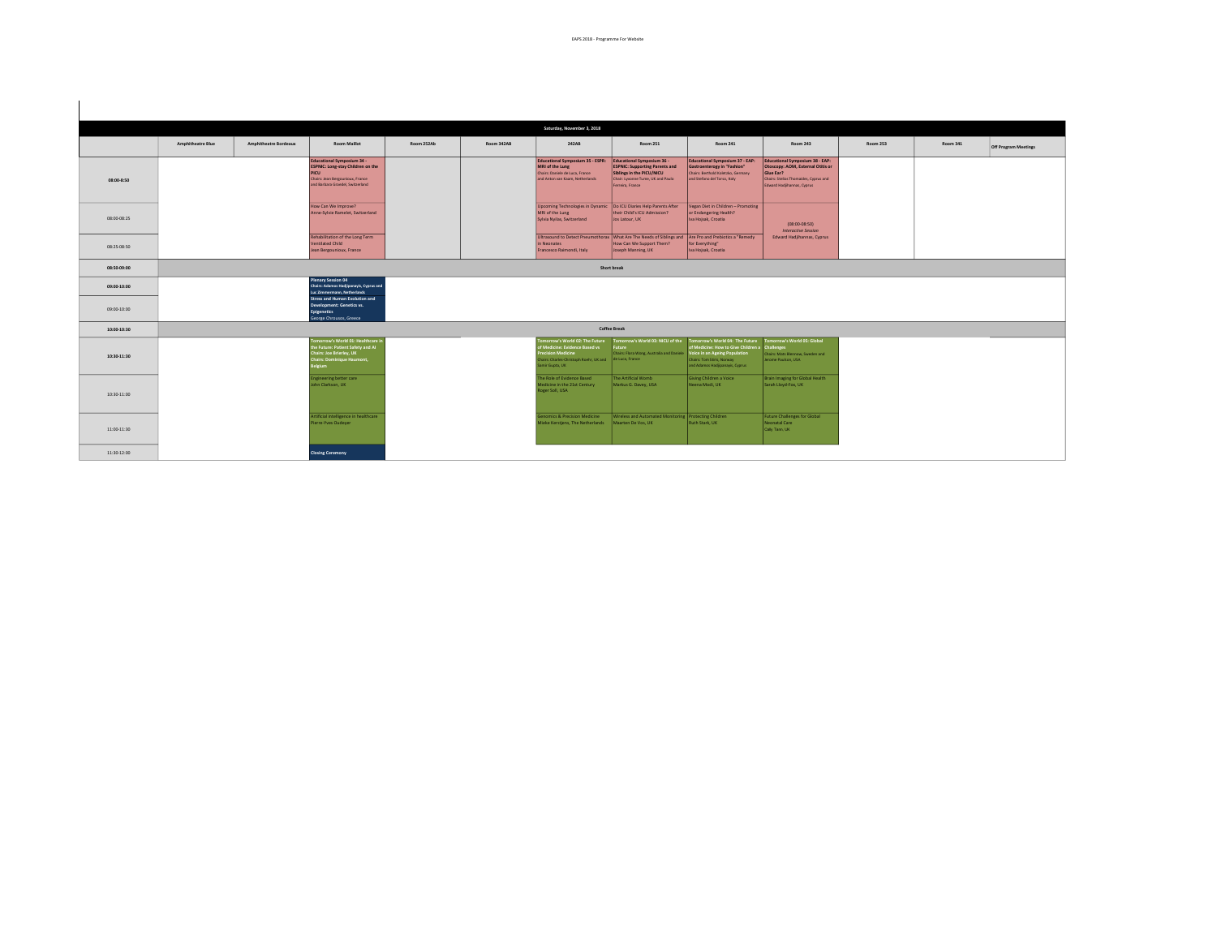| Saturday, November 3, 2018 | | | | | | | | | | | | | |
|---|---|---|---|---|---|---|---|---|---|---|---|---|---|
| | Amphitheatre Blue | Amphitheatre Bordeaux | Room Maillot | Room 252Ab | Room 342AB | 242AB | Room 251 | Room 241 | Room 243 | Room 253 | Room 341 | Off Program Meetings |
| **08:00-8:50** | | | **Educational Symposium 34 – ESPNIC: Long-stay Children on the PICU** Chairs: Jean Bergounioux, France and Barbara Gosedel, Switzerland | | | **Educational Symposium 35 - ESPR: MRI of the Lung** Chairs: Daniele de Luca, France and Anton van Kaam, Netherlands | **Educational Symposium 36 – ESPNIC: Supporting Parents and Siblings in the PICU/NICU** Chair: Lyvonne Tume, UK and Paula Ferreira, France | **Educational Symposium 37 - EAP: Gastroenterogy in "Fashion"** Chairs: Berthold Koletzko, Germany and Stefano del Torso, Italy | **Educational Symposium 38 - EAP: Otoscopy: AOM, External Otitis or Glue Ear?** Chairs: Stelios Thomaides, Cyprus and Edward Hadjihannas, Cyprus | | | |
| 08:00-08:25 | | | How Can We Improve? Anne-Sylvie Ramelet, Switzerland | | | Upcoming Technologies in Dynamic MRI of the Lung Sylvia Nyilas, Switzerland | Do ICU Diaries Help Parents After their Child's ICU Admission? Jos Latour, UK | Vegan Diet in Children – Promoting or Endangering Health? Iva Hojsak, Croatia | (08:00-08:50) *Interactive Session* Edward Hadjihannas, Cyprus | | | |
| 08:25-08:50 | | | Rehabilitation of the Long Term Ventilated Child Jean Bergounioux, France | | | Ultrasound to Detect Pneumothorax in Neonates Francesco Raimondi, Italy | What Are The Needs of Siblings and How Can We Support Them? Joseph Manning, UK | Are Pro and Prebiotics a "Remedy for Everything" Iva Hojsak, Croatia | | | | |
| **08:50-09:00** | Short break | | | | | | | | | | | |
| **09:00-10:00** | | | **Plenary Session 04** Chairs: Adamos Hadjipanayis, Cyprus and Luc Zimmermann, Netherlands | | | | | | | | | |
| 09:00-10:00 | | | **Stress and Human Evolution and Development: Genetics vs. Epigenetics** George Chrousos, Greece | | | | | | | | | |
| **10:00-10:30** | Coffee Break | | | | | | | | | | | |
| **10:30-11:30** | | | **Tomorrow's World 01: Healthcare in the Future: Patient Safety and AI** Chairs: Joe Brierley, UK Chairs: Dominique Haumont, Belgium | | | **Tomorrow's World 02: The Future of Medicine: Evidence Based vs Precision Medicine** Chairs: Charles-Christoph Roehr, UK and Samir Gupta, UK | **Tomorrow's World 03: NICU of the Future** Chairs: Flora Wong, Australia and Daniele de Luca, France | **Tomorrow's World 04: The Future of Medicine: How to Give Children a Voice in an Ageing Population** Chairs: Tom Stiris, Norway and Adamos Hadjipanayis, Cyprus | **Tomorrow's World 05: Global Challenges** Chairs: Mats Blennow, Sweden and Jerome Peulvan, USA | | | |
| 10:30-11:00 | | | Engineering better care John Clarkson, UK | | | The Role of Evidence Based Medicine in the 21st Century Roger Soll, USA | The Artificial Womb Markus G. Davey, USA | Giving Children a Voice Neena Modi, UK | Brain Imaging for Global Health Sarah Lloyd-Fox, UK | | | |
| 11:00-11:30 | | | Artificial intelligence in healthcare Pierre-Yves Oudeyer | | | Genomics & Precision Medicine Mieke Kerstjens, The Netherlands | Wireless and Automated Monitoring Maarten De Vos, UK | Protecting Children Ruth Stark, UK | Future Challenges for Global Neonatal Care Cally Tann, UK | | | |
| 11:30-12:00 | | | **Closing Ceremony** | | | | | | | | | |